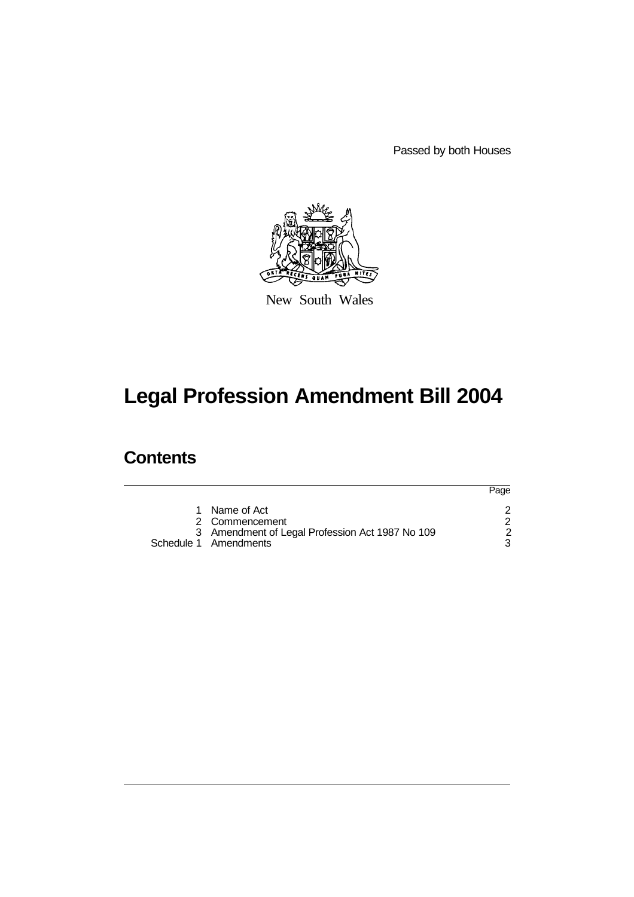Passed by both Houses

New South Wales

# Legal Profession Amendment Bill 2004

## Contents

| | | Page |
|---|---|---|
| 1 | Name of Act | 2 |
| 2 | Commencement | 2 |
| 3 | Amendment of Legal Profession Act 1987 No 109 | 2 |
| Schedule 1 | Amendments | 3 |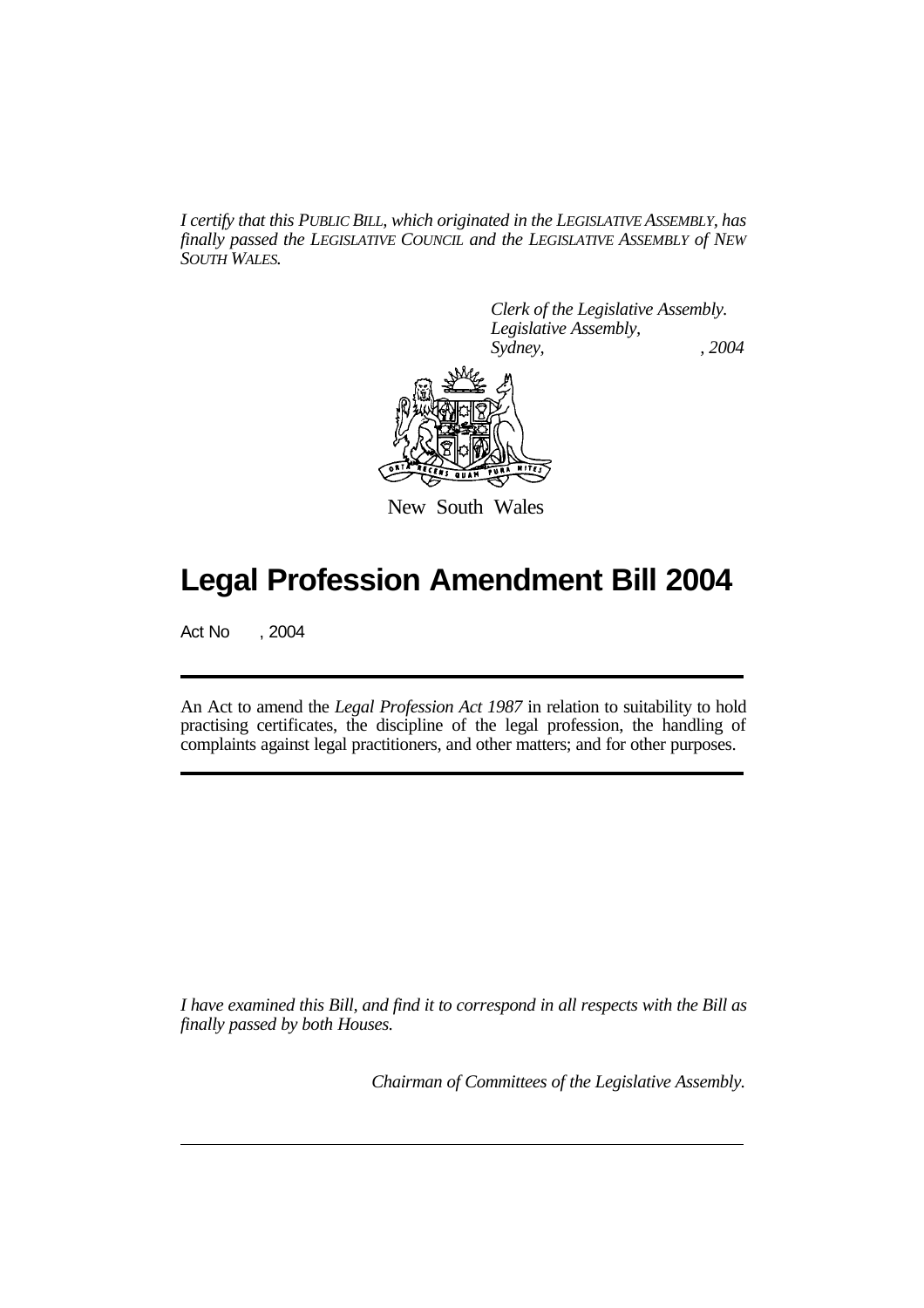*I certify that this PUBLIC BILL, which originated in the LEGISLATIVE ASSEMBLY, has finally passed the LEGISLATIVE COUNCIL and the LEGISLATIVE ASSEMBLY of NEW SOUTH WALES.*

*Clerk of the Legislative Assembly.*
*Legislative Assembly,*
*Sydney, , 2004*

New South Wales

# Legal Profession Amendment Bill 2004

Act No , 2004

An Act to amend the *Legal Profession Act 1987* in relation to suitability to hold practising certificates, the discipline of the legal profession, the handling of complaints against legal practitioners, and other matters; and for other purposes.

*I have examined this Bill, and find it to correspond in all respects with the Bill as finally passed by both Houses.*

*Chairman of Committees of the Legislative Assembly.*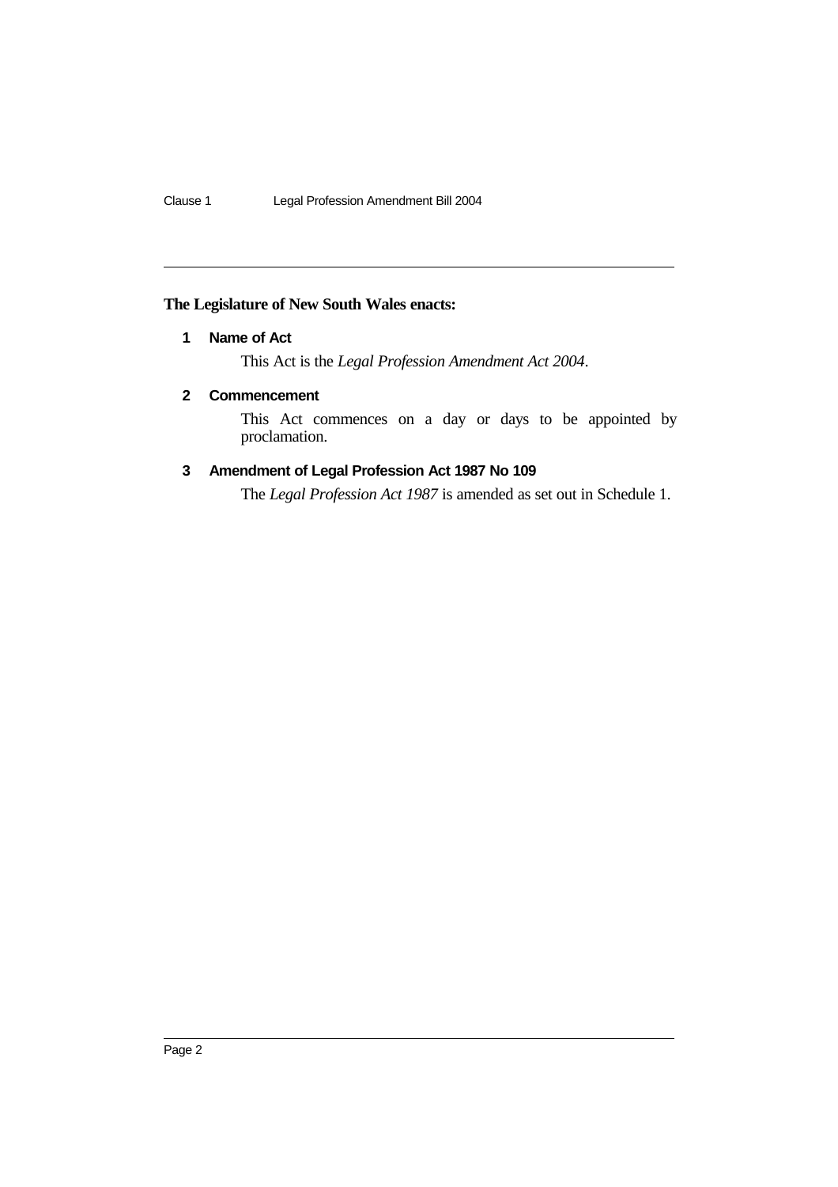**The Legislature of New South Wales enacts:**

## 1 Name of Act

This Act is the *Legal Profession Amendment Act 2004*.

## 2 Commencement

This Act commences on a day or days to be appointed by proclamation.

## 3 Amendment of Legal Profession Act 1987 No 109

The *Legal Profession Act 1987* is amended as set out in Schedule 1.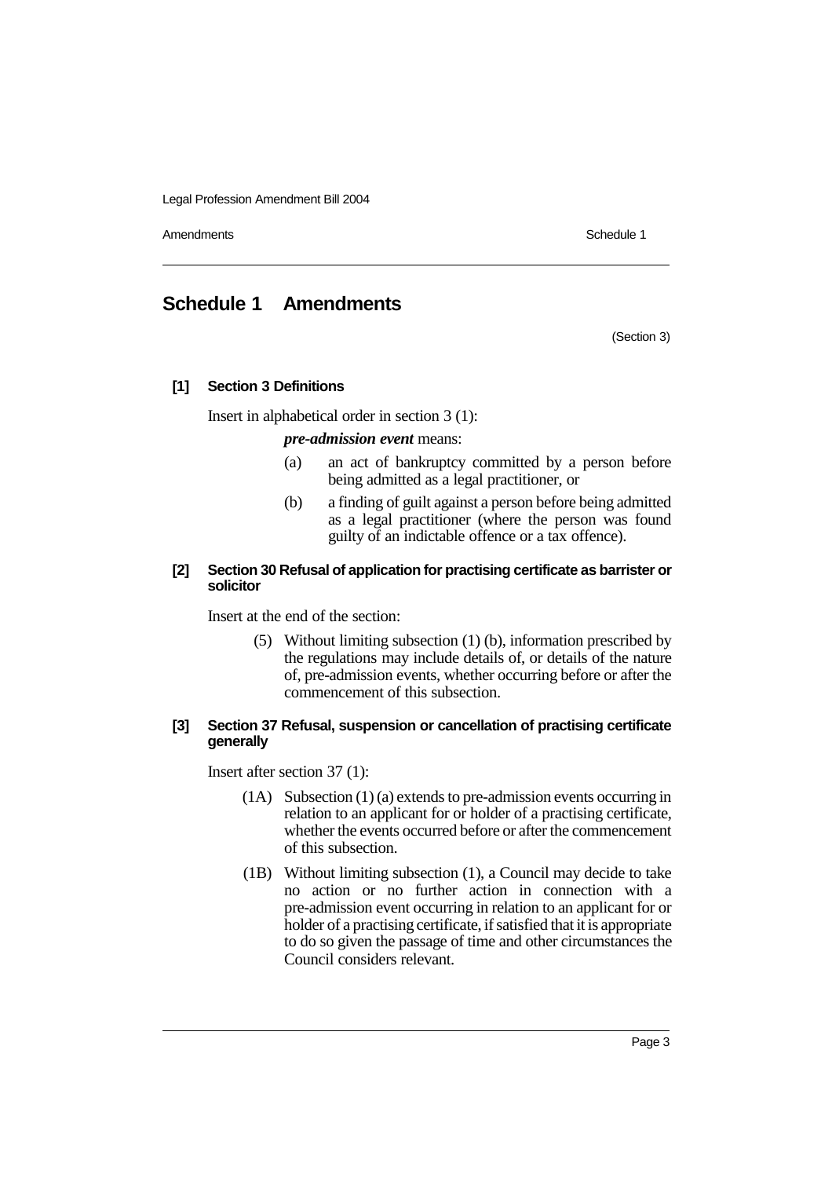# Schedule 1 Amendments

(Section 3)

**[1] Section 3 Definitions**

Insert in alphabetical order in section 3 (1):

***pre-admission event*** means:

(a) an act of bankruptcy committed by a person before being admitted as a legal practitioner, or

(b) a finding of guilt against a person before being admitted as a legal practitioner (where the person was found guilty of an indictable offence or a tax offence).

**[2] Section 30 Refusal of application for practising certificate as barrister or solicitor**

Insert at the end of the section:

(5) Without limiting subsection (1) (b), information prescribed by the regulations may include details of, or details of the nature of, pre-admission events, whether occurring before or after the commencement of this subsection.

**[3] Section 37 Refusal, suspension or cancellation of practising certificate generally**

Insert after section 37 (1):

(1A) Subsection (1) (a) extends to pre-admission events occurring in relation to an applicant for or holder of a practising certificate, whether the events occurred before or after the commencement of this subsection.

(1B) Without limiting subsection (1), a Council may decide to take no action or no further action in connection with a pre-admission event occurring in relation to an applicant for or holder of a practising certificate, if satisfied that it is appropriate to do so given the passage of time and other circumstances the Council considers relevant.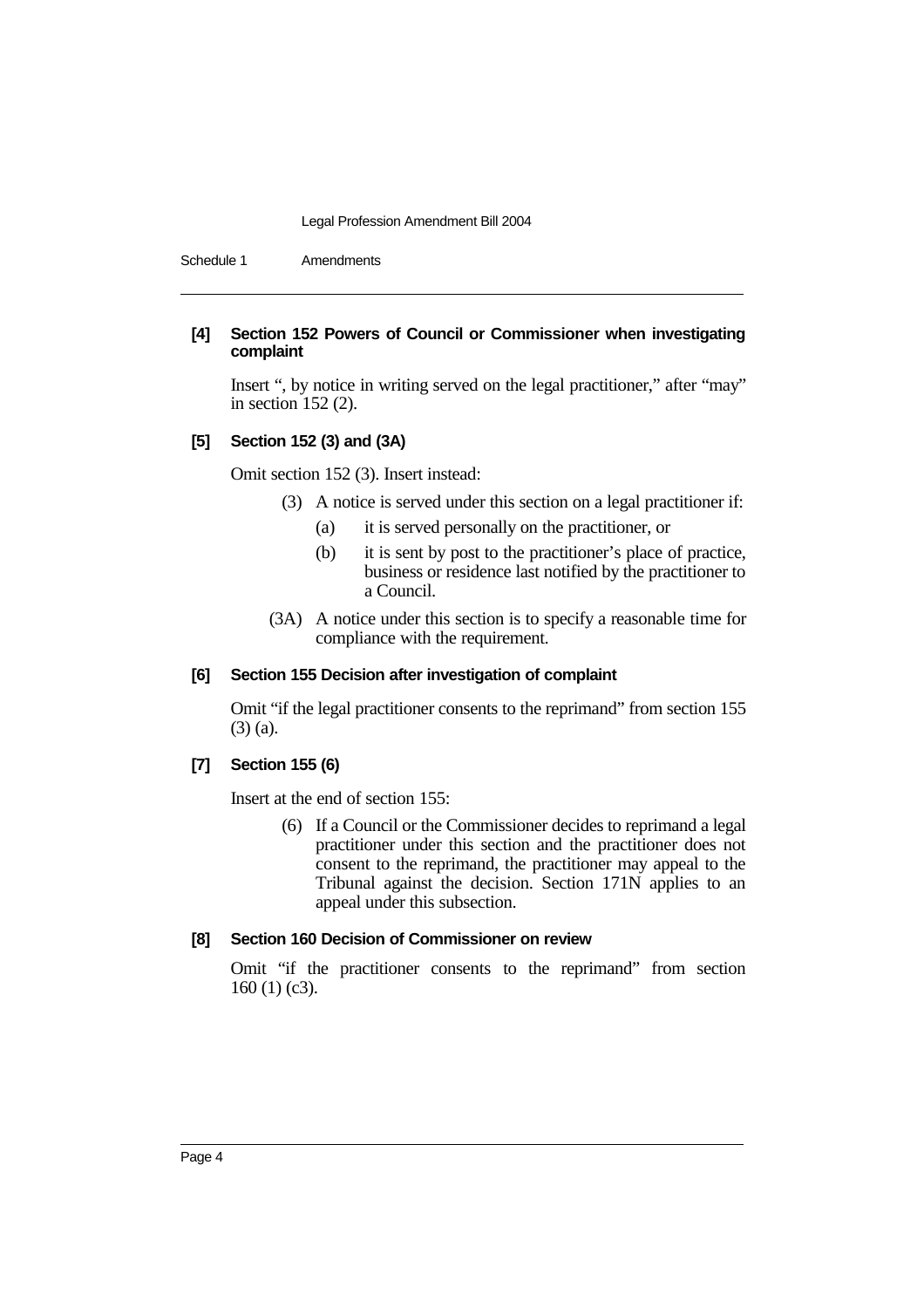#### [4] Section 152 Powers of Council or Commissioner when investigating complaint

Insert ", by notice in writing served on the legal practitioner," after "may" in section 152 (2).

#### [5] Section 152 (3) and (3A)

Omit section 152 (3). Insert instead:

(3) A notice is served under this section on a legal practitioner if:

(a) it is served personally on the practitioner, or

(b) it is sent by post to the practitioner's place of practice, business or residence last notified by the practitioner to a Council.

(3A) A notice under this section is to specify a reasonable time for compliance with the requirement.

#### [6] Section 155 Decision after investigation of complaint

Omit "if the legal practitioner consents to the reprimand" from section 155 (3) (a).

#### [7] Section 155 (6)

Insert at the end of section 155:

(6) If a Council or the Commissioner decides to reprimand a legal practitioner under this section and the practitioner does not consent to the reprimand, the practitioner may appeal to the Tribunal against the decision. Section 171N applies to an appeal under this subsection.

#### [8] Section 160 Decision of Commissioner on review

Omit "if the practitioner consents to the reprimand" from section 160 (1) (c3).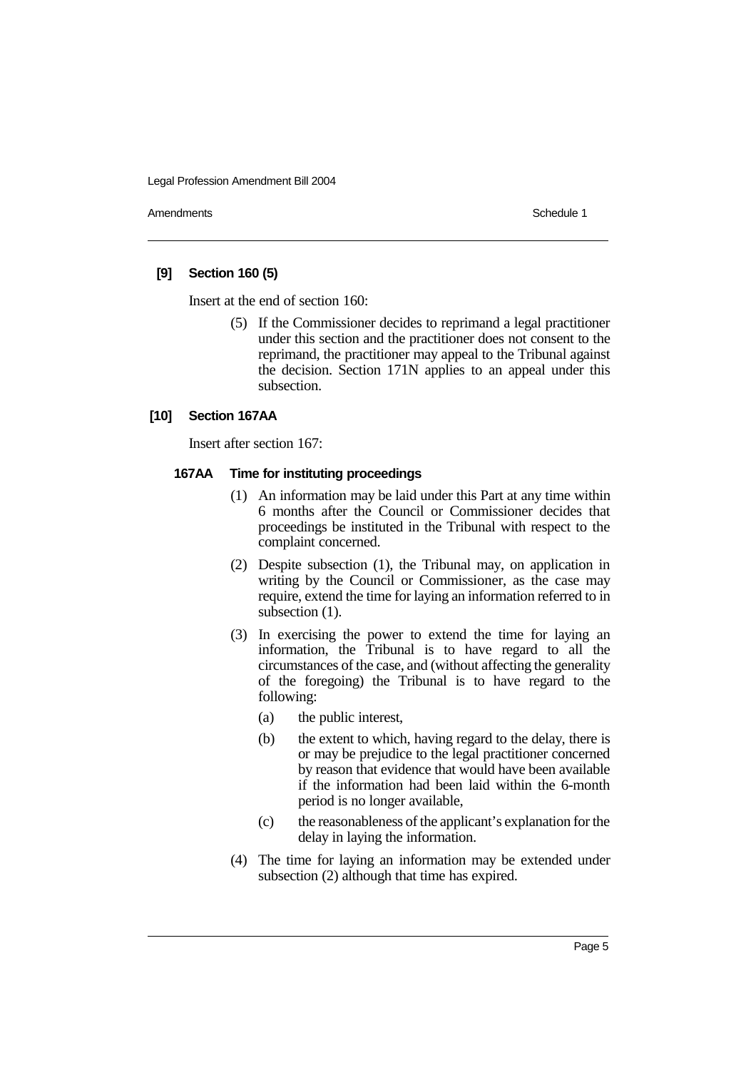### [9] Section 160 (5)

Insert at the end of section 160:

(5) If the Commissioner decides to reprimand a legal practitioner under this section and the practitioner does not consent to the reprimand, the practitioner may appeal to the Tribunal against the decision. Section 171N applies to an appeal under this subsection.

### [10] Section 167AA

Insert after section 167:

#### 167AA Time for instituting proceedings

(1) An information may be laid under this Part at any time within 6 months after the Council or Commissioner decides that proceedings be instituted in the Tribunal with respect to the complaint concerned.

(2) Despite subsection (1), the Tribunal may, on application in writing by the Council or Commissioner, as the case may require, extend the time for laying an information referred to in subsection (1).

(3) In exercising the power to extend the time for laying an information, the Tribunal is to have regard to all the circumstances of the case, and (without affecting the generality of the foregoing) the Tribunal is to have regard to the following:

- (a) the public interest,
- (b) the extent to which, having regard to the delay, there is or may be prejudice to the legal practitioner concerned by reason that evidence that would have been available if the information had been laid within the 6-month period is no longer available,
- (c) the reasonableness of the applicant's explanation for the delay in laying the information.

(4) The time for laying an information may be extended under subsection (2) although that time has expired.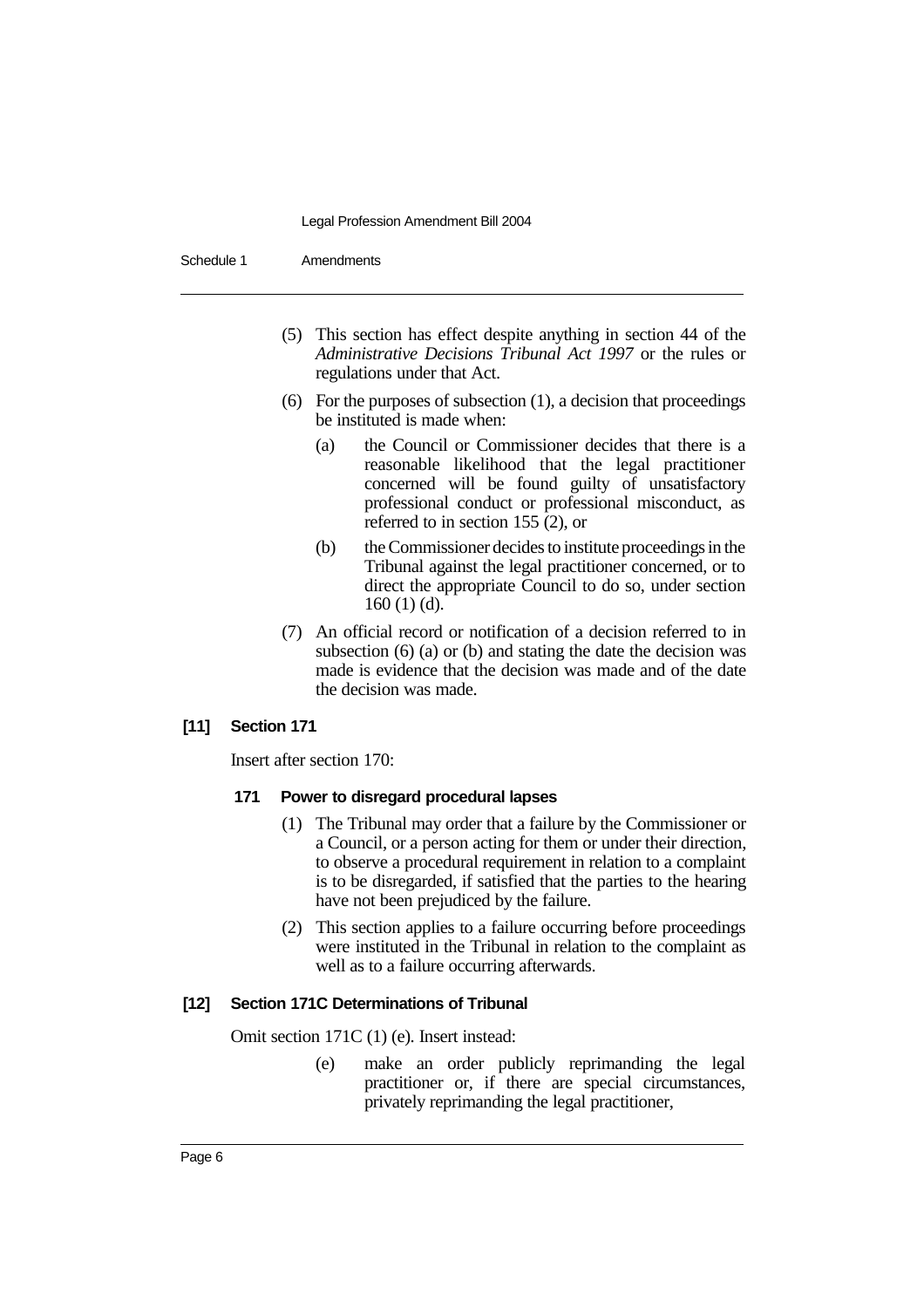(5) This section has effect despite anything in section 44 of the *Administrative Decisions Tribunal Act 1997* or the rules or regulations under that Act.

(6) For the purposes of subsection (1), a decision that proceedings be instituted is made when:

(a) the Council or Commissioner decides that there is a reasonable likelihood that the legal practitioner concerned will be found guilty of unsatisfactory professional conduct or professional misconduct, as referred to in section 155 (2), or

(b) the Commissioner decides to institute proceedings in the Tribunal against the legal practitioner concerned, or to direct the appropriate Council to do so, under section 160 (1) (d).

(7) An official record or notification of a decision referred to in subsection (6) (a) or (b) and stating the date the decision was made is evidence that the decision was made and of the date the decision was made.

### [11] Section 171

Insert after section 170:

#### 171 Power to disregard procedural lapses

(1) The Tribunal may order that a failure by the Commissioner or a Council, or a person acting for them or under their direction, to observe a procedural requirement in relation to a complaint is to be disregarded, if satisfied that the parties to the hearing have not been prejudiced by the failure.

(2) This section applies to a failure occurring before proceedings were instituted in the Tribunal in relation to the complaint as well as to a failure occurring afterwards.

### [12] Section 171C Determinations of Tribunal

Omit section 171C (1) (e). Insert instead:

(e) make an order publicly reprimanding the legal practitioner or, if there are special circumstances, privately reprimanding the legal practitioner,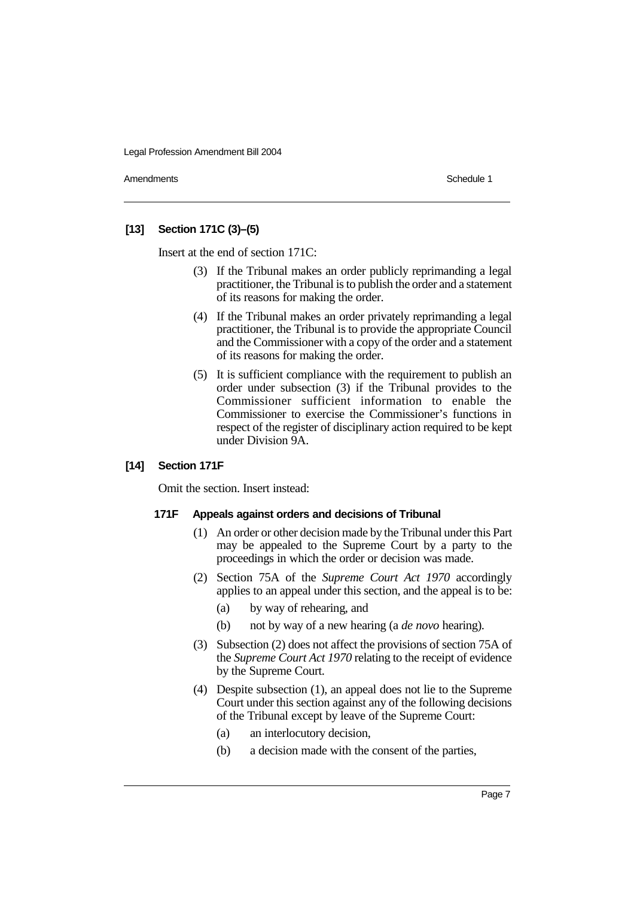**[13] Section 171C (3)–(5)**

Insert at the end of section 171C:

(3) If the Tribunal makes an order publicly reprimanding a legal practitioner, the Tribunal is to publish the order and a statement of its reasons for making the order.

(4) If the Tribunal makes an order privately reprimanding a legal practitioner, the Tribunal is to provide the appropriate Council and the Commissioner with a copy of the order and a statement of its reasons for making the order.

(5) It is sufficient compliance with the requirement to publish an order under subsection (3) if the Tribunal provides to the Commissioner sufficient information to enable the Commissioner to exercise the Commissioner's functions in respect of the register of disciplinary action required to be kept under Division 9A.

**[14] Section 171F**

Omit the section. Insert instead:

**171F Appeals against orders and decisions of Tribunal**

(1) An order or other decision made by the Tribunal under this Part may be appealed to the Supreme Court by a party to the proceedings in which the order or decision was made.

(2) Section 75A of the *Supreme Court Act 1970* accordingly applies to an appeal under this section, and the appeal is to be:

- (a) by way of rehearing, and
- (b) not by way of a new hearing (a *de novo* hearing).

(3) Subsection (2) does not affect the provisions of section 75A of the *Supreme Court Act 1970* relating to the receipt of evidence by the Supreme Court.

(4) Despite subsection (1), an appeal does not lie to the Supreme Court under this section against any of the following decisions of the Tribunal except by leave of the Supreme Court:

- (a) an interlocutory decision,
- (b) a decision made with the consent of the parties,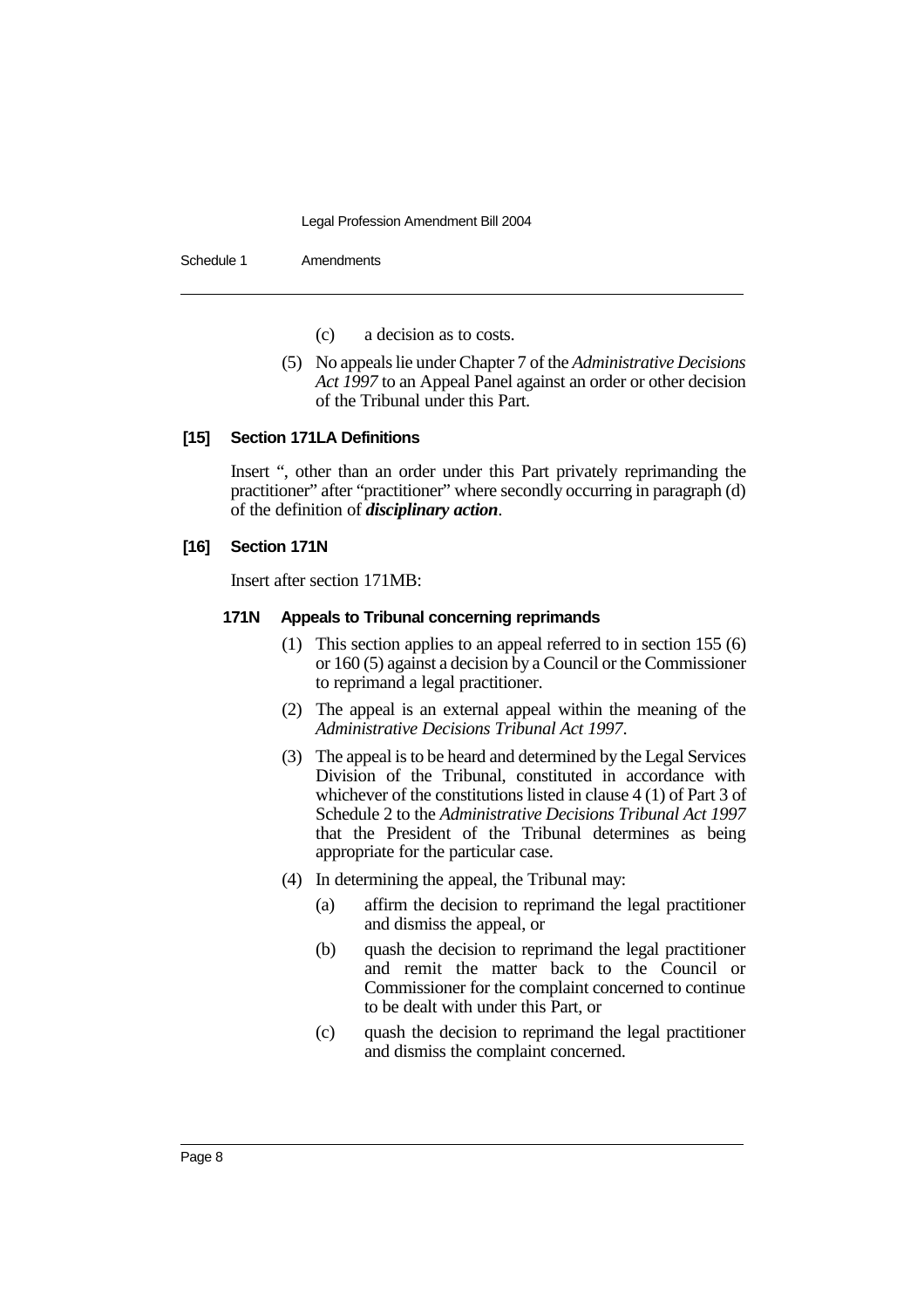(c) a decision as to costs.

(5) No appeals lie under Chapter 7 of the *Administrative Decisions Act 1997* to an Appeal Panel against an order or other decision of the Tribunal under this Part.

#### [15] Section 171LA Definitions

Insert ", other than an order under this Part privately reprimanding the practitioner" after "practitioner" where secondly occurring in paragraph (d) of the definition of ***disciplinary action***.

#### [16] Section 171N

Insert after section 171MB:

##### 171N Appeals to Tribunal concerning reprimands

(1) This section applies to an appeal referred to in section 155 (6) or 160 (5) against a decision by a Council or the Commissioner to reprimand a legal practitioner.

(2) The appeal is an external appeal within the meaning of the *Administrative Decisions Tribunal Act 1997*.

(3) The appeal is to be heard and determined by the Legal Services Division of the Tribunal, constituted in accordance with whichever of the constitutions listed in clause 4 (1) of Part 3 of Schedule 2 to the *Administrative Decisions Tribunal Act 1997* that the President of the Tribunal determines as being appropriate for the particular case.

(4) In determining the appeal, the Tribunal may:

(a) affirm the decision to reprimand the legal practitioner and dismiss the appeal, or

(b) quash the decision to reprimand the legal practitioner and remit the matter back to the Council or Commissioner for the complaint concerned to continue to be dealt with under this Part, or

(c) quash the decision to reprimand the legal practitioner and dismiss the complaint concerned.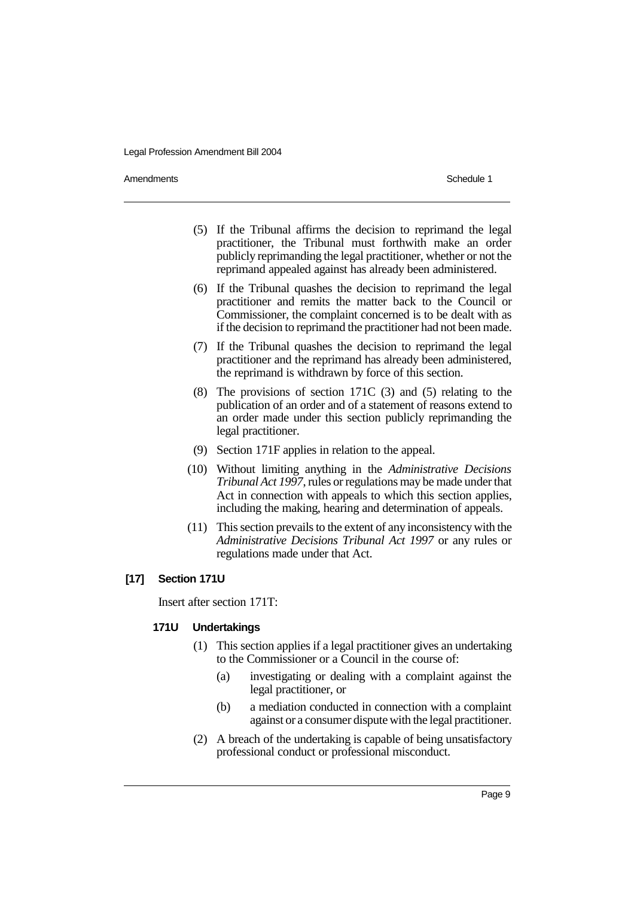(5) If the Tribunal affirms the decision to reprimand the legal practitioner, the Tribunal must forthwith make an order publicly reprimanding the legal practitioner, whether or not the reprimand appealed against has already been administered.

(6) If the Tribunal quashes the decision to reprimand the legal practitioner and remits the matter back to the Council or Commissioner, the complaint concerned is to be dealt with as if the decision to reprimand the practitioner had not been made.

(7) If the Tribunal quashes the decision to reprimand the legal practitioner and the reprimand has already been administered, the reprimand is withdrawn by force of this section.

(8) The provisions of section 171C (3) and (5) relating to the publication of an order and of a statement of reasons extend to an order made under this section publicly reprimanding the legal practitioner.

(9) Section 171F applies in relation to the appeal.

(10) Without limiting anything in the *Administrative Decisions Tribunal Act 1997*, rules or regulations may be made under that Act in connection with appeals to which this section applies, including the making, hearing and determination of appeals.

(11) This section prevails to the extent of any inconsistency with the *Administrative Decisions Tribunal Act 1997* or any rules or regulations made under that Act.

**[17] Section 171U**

Insert after section 171T:

**171U Undertakings**

(1) This section applies if a legal practitioner gives an undertaking to the Commissioner or a Council in the course of:

(a) investigating or dealing with a complaint against the legal practitioner, or

(b) a mediation conducted in connection with a complaint against or a consumer dispute with the legal practitioner.

(2) A breach of the undertaking is capable of being unsatisfactory professional conduct or professional misconduct.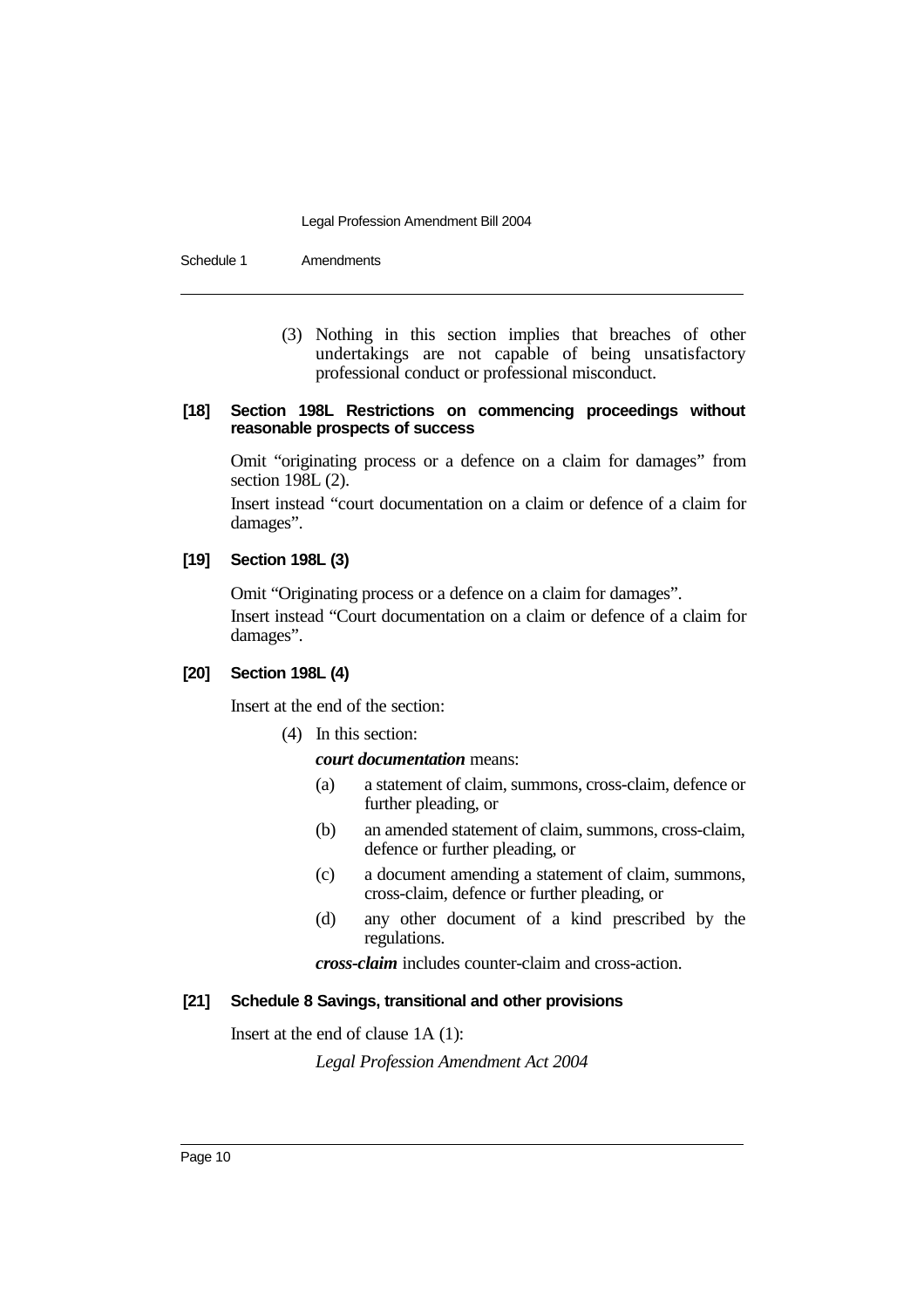(3) Nothing in this section implies that breaches of other undertakings are not capable of being unsatisfactory professional conduct or professional misconduct.

**[18] Section 198L Restrictions on commencing proceedings without reasonable prospects of success**

Omit "originating process or a defence on a claim for damages" from section 198L (2).

Insert instead "court documentation on a claim or defence of a claim for damages".

**[19] Section 198L (3)**

Omit "Originating process or a defence on a claim for damages".

Insert instead "Court documentation on a claim or defence of a claim for damages".

**[20] Section 198L (4)**

Insert at the end of the section:

(4) In this section:

***court documentation*** means:

(a) a statement of claim, summons, cross-claim, defence or further pleading, or

(b) an amended statement of claim, summons, cross-claim, defence or further pleading, or

(c) a document amending a statement of claim, summons, cross-claim, defence or further pleading, or

(d) any other document of a kind prescribed by the regulations.

***cross-claim*** includes counter-claim and cross-action.

**[21] Schedule 8 Savings, transitional and other provisions**

Insert at the end of clause 1A (1):

*Legal Profession Amendment Act 2004*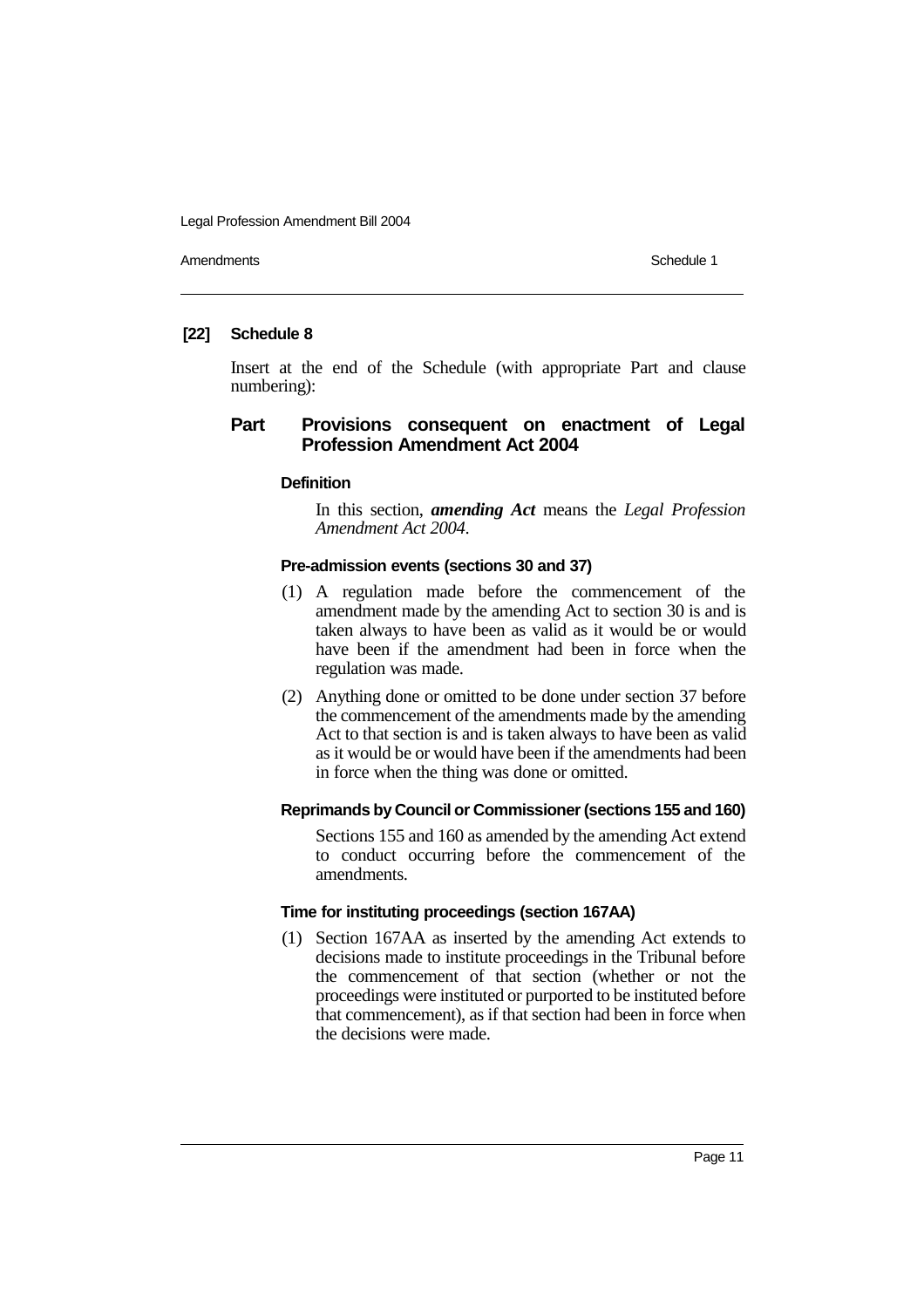**[22] Schedule 8**

Insert at the end of the Schedule (with appropriate Part and clause numbering):

## Part Provisions consequent on enactment of Legal Profession Amendment Act 2004

#### Definition

In this section, ***amending Act*** means the *Legal Profession Amendment Act 2004*.

#### Pre-admission events (sections 30 and 37)

(1) A regulation made before the commencement of the amendment made by the amending Act to section 30 is and is taken always to have been as valid as it would be or would have been if the amendment had been in force when the regulation was made.

(2) Anything done or omitted to be done under section 37 before the commencement of the amendments made by the amending Act to that section is and is taken always to have been as valid as it would be or would have been if the amendments had been in force when the thing was done or omitted.

#### Reprimands by Council or Commissioner (sections 155 and 160)

Sections 155 and 160 as amended by the amending Act extend to conduct occurring before the commencement of the amendments.

#### Time for instituting proceedings (section 167AA)

(1) Section 167AA as inserted by the amending Act extends to decisions made to institute proceedings in the Tribunal before the commencement of that section (whether or not the proceedings were instituted or purported to be instituted before that commencement), as if that section had been in force when the decisions were made.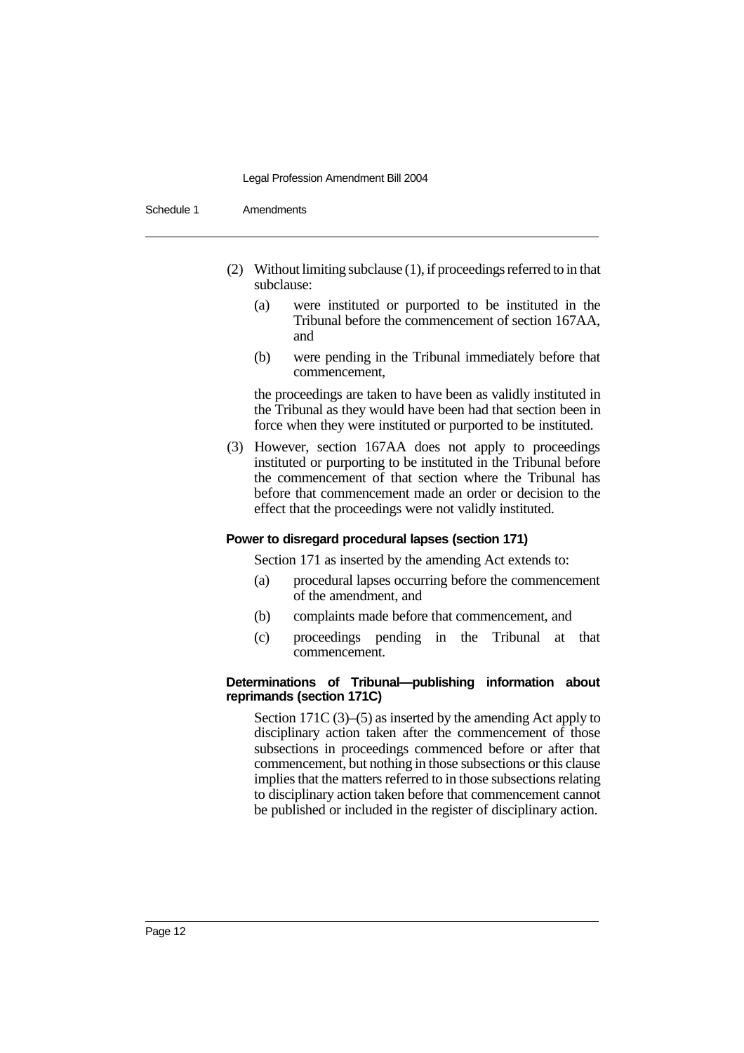(2) Without limiting subclause (1), if proceedings referred to in that subclause:

(a) were instituted or purported to be instituted in the Tribunal before the commencement of section 167AA, and

(b) were pending in the Tribunal immediately before that commencement,

the proceedings are taken to have been as validly instituted in the Tribunal as they would have been had that section been in force when they were instituted or purported to be instituted.

(3) However, section 167AA does not apply to proceedings instituted or purporting to be instituted in the Tribunal before the commencement of that section where the Tribunal has before that commencement made an order or decision to the effect that the proceedings were not validly instituted.

**Power to disregard procedural lapses (section 171)**

Section 171 as inserted by the amending Act extends to:

(a) procedural lapses occurring before the commencement of the amendment, and

(b) complaints made before that commencement, and

(c) proceedings pending in the Tribunal at that commencement.

**Determinations of Tribunal—publishing information about reprimands (section 171C)**

Section 171C (3)–(5) as inserted by the amending Act apply to disciplinary action taken after the commencement of those subsections in proceedings commenced before or after that commencement, but nothing in those subsections or this clause implies that the matters referred to in those subsections relating to disciplinary action taken before that commencement cannot be published or included in the register of disciplinary action.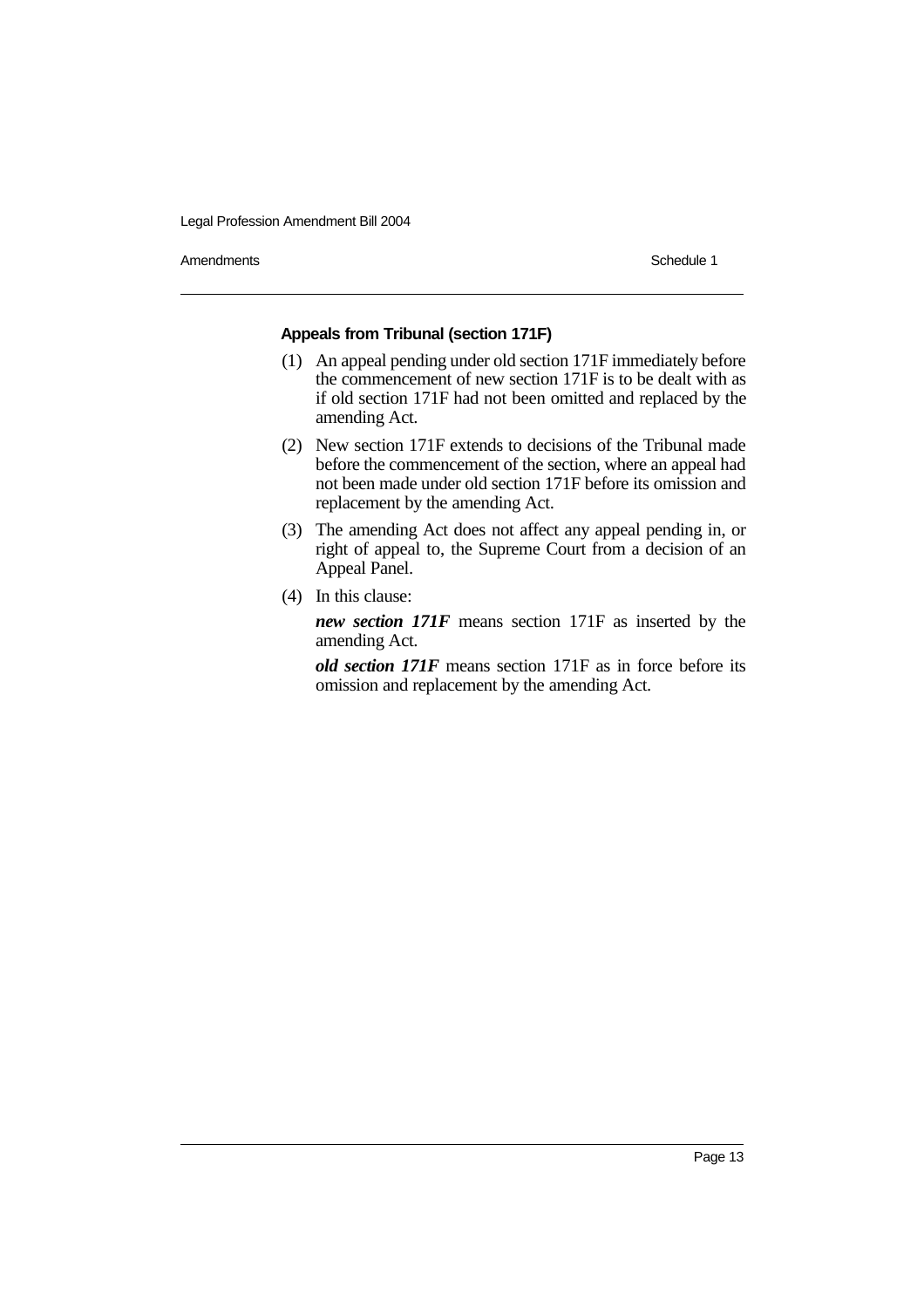#### Appeals from Tribunal (section 171F)

(1) An appeal pending under old section 171F immediately before the commencement of new section 171F is to be dealt with as if old section 171F had not been omitted and replaced by the amending Act.

(2) New section 171F extends to decisions of the Tribunal made before the commencement of the section, where an appeal had not been made under old section 171F before its omission and replacement by the amending Act.

(3) The amending Act does not affect any appeal pending in, or right of appeal to, the Supreme Court from a decision of an Appeal Panel.

(4) In this clause:

***new section 171F*** means section 171F as inserted by the amending Act.

***old section 171F*** means section 171F as in force before its omission and replacement by the amending Act.